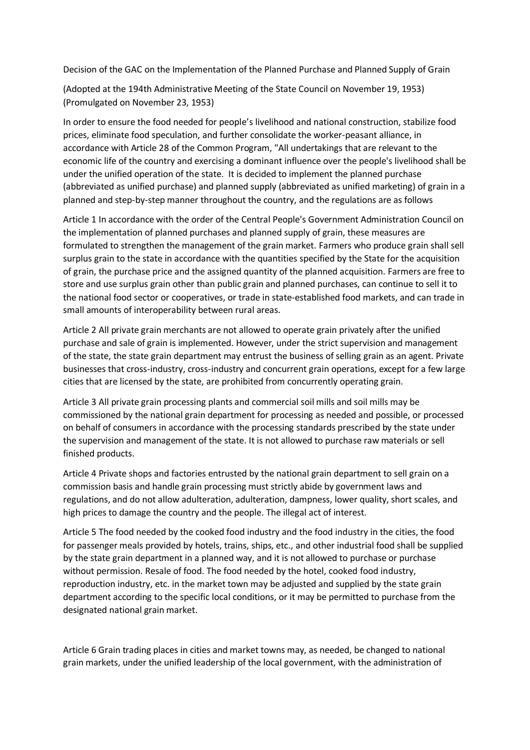Decision of the GAC on the Implementation of the Planned Purchase and Planned Supply of Grain

(Adopted at the 194th Administrative Meeting of the State Council on November 19, 1953)
(Promulgated on November 23, 1953)

In order to ensure the food needed for people's livelihood and national construction, stabilize food prices, eliminate food speculation, and further consolidate the worker-peasant alliance, in accordance with Article 28 of the Common Program, "All undertakings that are relevant to the economic life of the country and exercising a dominant influence over the people's livelihood shall be under the unified operation of the state. It is decided to implement the planned purchase (abbreviated as unified purchase) and planned supply (abbreviated as unified marketing) of grain in a planned and step-by-step manner throughout the country, and the regulations are as follows

Article 1 In accordance with the order of the Central People's Government Administration Council on the implementation of planned purchases and planned supply of grain, these measures are formulated to strengthen the management of the grain market. Farmers who produce grain shall sell surplus grain to the state in accordance with the quantities specified by the State for the acquisition of grain, the purchase price and the assigned quantity of the planned acquisition. Farmers are free to store and use surplus grain other than public grain and planned purchases, can continue to sell it to the national food sector or cooperatives, or trade in state-established food markets, and can trade in small amounts of interoperability between rural areas.

Article 2 All private grain merchants are not allowed to operate grain privately after the unified purchase and sale of grain is implemented. However, under the strict supervision and management of the state, the state grain department may entrust the business of selling grain as an agent. Private businesses that cross-industry, cross-industry and concurrent grain operations, except for a few large cities that are licensed by the state, are prohibited from concurrently operating grain.

Article 3 All private grain processing plants and commercial soil mills and soil mills may be commissioned by the national grain department for processing as needed and possible, or processed on behalf of consumers in accordance with the processing standards prescribed by the state under the supervision and management of the state. It is not allowed to purchase raw materials or sell finished products.

Article 4 Private shops and factories entrusted by the national grain department to sell grain on a commission basis and handle grain processing must strictly abide by government laws and regulations, and do not allow adulteration, adulteration, dampness, lower quality, short scales, and high prices to damage the country and the people. The illegal act of interest.

Article 5 The food needed by the cooked food industry and the food industry in the cities, the food for passenger meals provided by hotels, trains, ships, etc., and other industrial food shall be supplied by the state grain department in a planned way, and it is not allowed to purchase or purchase without permission. Resale of food. The food needed by the hotel, cooked food industry, reproduction industry, etc. in the market town may be adjusted and supplied by the state grain department according to the specific local conditions, or it may be permitted to purchase from the designated national grain market.

Article 6 Grain trading places in cities and market towns may, as needed, be changed to national grain markets, under the unified leadership of the local government, with the administration of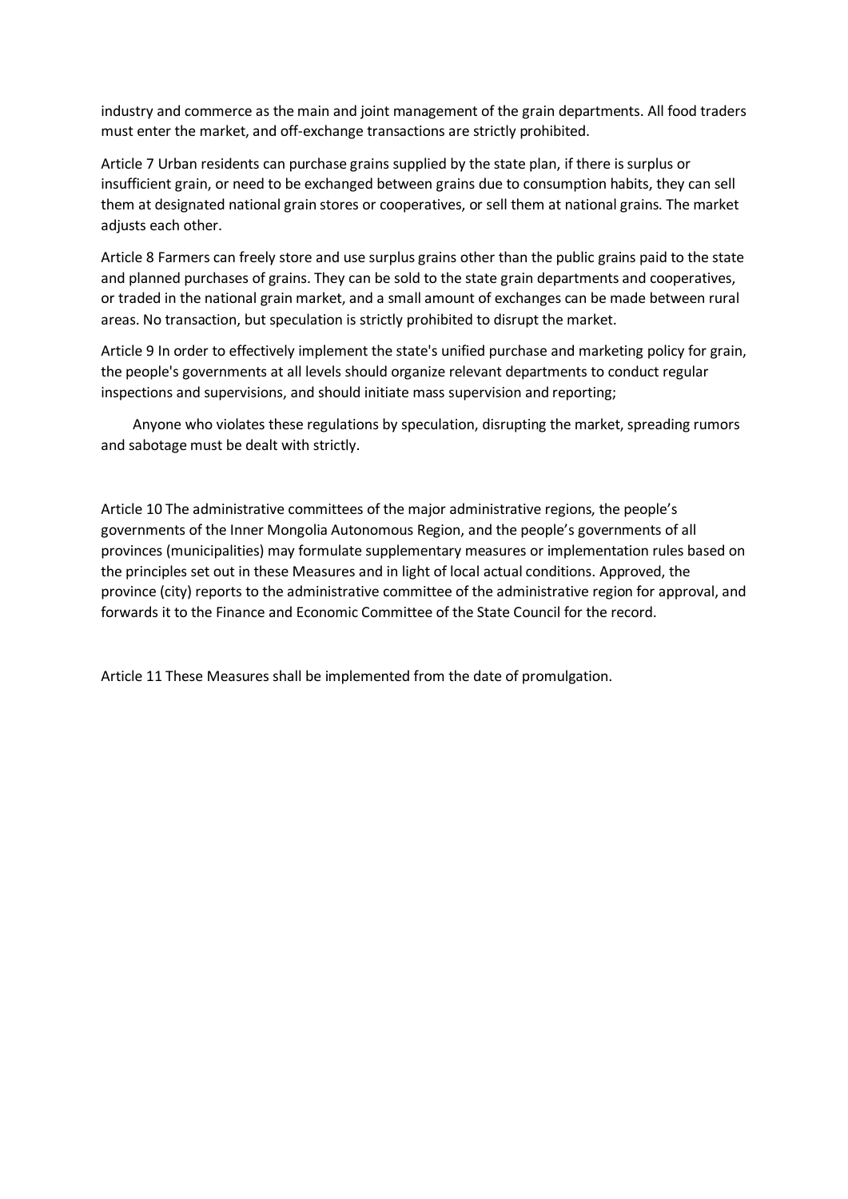industry and commerce as the main and joint management of the grain departments. All food traders must enter the market, and off-exchange transactions are strictly prohibited.

Article 7 Urban residents can purchase grains supplied by the state plan, if there is surplus or insufficient grain, or need to be exchanged between grains due to consumption habits, they can sell them at designated national grain stores or cooperatives, or sell them at national grains. The market adjusts each other.

Article 8 Farmers can freely store and use surplus grains other than the public grains paid to the state and planned purchases of grains. They can be sold to the state grain departments and cooperatives, or traded in the national grain market, and a small amount of exchanges can be made between rural areas. No transaction, but speculation is strictly prohibited to disrupt the market.

Article 9 In order to effectively implement the state's unified purchase and marketing policy for grain, the people's governments at all levels should organize relevant departments to conduct regular inspections and supervisions, and should initiate mass supervision and reporting;

Anyone who violates these regulations by speculation, disrupting the market, spreading rumors and sabotage must be dealt with strictly.

Article 10 The administrative committees of the major administrative regions, the people's governments of the Inner Mongolia Autonomous Region, and the people's governments of all provinces (municipalities) may formulate supplementary measures or implementation rules based on the principles set out in these Measures and in light of local actual conditions. Approved, the province (city) reports to the administrative committee of the administrative region for approval, and forwards it to the Finance and Economic Committee of the State Council for the record.

Article 11 These Measures shall be implemented from the date of promulgation.